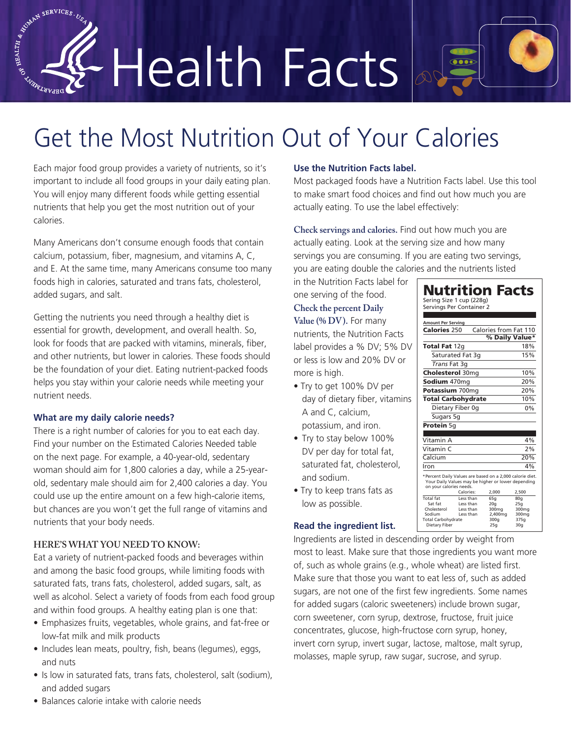# Health Facts

## Get the Most Nutrition Out of Your Calories

Each major food group provides a variety of nutrients, so it's important to include all food groups in your daily eating plan. You will enjoy many different foods while getting essential nutrients that help you get the most nutrition out of your calories.

Many Americans don't consume enough foods that contain calcium, potassium, fiber, magnesium, and vitamins A, C, and E. At the same time, many Americans consume too many foods high in calories, saturated and trans fats, cholesterol, added sugars, and salt.

Getting the nutrients you need through a healthy diet is essential for growth, development, and overall health. So, look for foods that are packed with vitamins, minerals, fiber, and other nutrients, but lower in calories. These foods should be the foundation of your diet. Eating nutrient-packed foods helps you stay within your calorie needs while meeting your nutrient needs.

### What are my daily calorie needs?

There is a right number of calories for you to eat each day. Find your number on the Estimated Calories Needed table on the next page. For example, a 40-year-old, sedentary woman should aim for 1,800 calories a day, while a 25-year-old, sedentary male should aim for 2,400 calories a day. You could use up the entire amount on a few high-calorie items, but chances are you won't get the full range of vitamins and nutrients that your body needs.

### HERE'S WHAT YOU NEED TO KNOW:

Eat a variety of nutrient-packed foods and beverages within and among the basic food groups, while limiting foods with saturated fats, trans fats, cholesterol, added sugars, salt, as well as alcohol. Select a variety of foods from each food group and within food groups. A healthy eating plan is one that:

- Emphasizes fruits, vegetables, whole grains, and fat-free or low-fat milk and milk products
- Includes lean meats, poultry, fish, beans (legumes), eggs, and nuts
- Is low in saturated fats, trans fats, cholesterol, salt (sodium), and added sugars
- Balances calorie intake with calorie needs

### Use the Nutrition Facts label.

Most packaged foods have a Nutrition Facts label. Use this tool to make smart food choices and find out how much you are actually eating. To use the label effectively:

**Check servings and calories.** Find out how much you are actually eating. Look at the serving size and how many servings you are consuming. If you are eating two servings, you are eating double the calories and the nutrients listed in the Nutrition Facts label for one serving of the food.

**Check the percent Daily Value (% DV).** For many nutrients, the Nutrition Facts label provides a % DV; 5% DV or less is low and 20% DV or more is high.

- Try to get 100% DV per day of dietary fiber, vitamins A and C, calcium, potassium, and iron.
- Try to stay below 100% DV per day for total fat, saturated fat, cholesterol, and sodium.
- Try to keep trans fats as low as possible.

**Nutrition Facts**
Sering Size 1 cup (228g)
Servings Per Container 2

| Amount Per Serving | |
|---|---|
| **Calories** 250 | Calories from Fat 110 |
| | **% Daily Value*** |
| **Total Fat** 12g | 18% |
| Saturated Fat 3g | 15% |
| *Trans* Fat 3g | |
| **Cholesterol** 30mg | 10% |
| **Sodium** 470mg | 20% |
| **Potassium** 700mg | 20% |
| **Total Carbohydrate** | 10% |
| Dietary Fiber 0g | 0% |
| Sugars 5g | |
| **Protein** 5g | |
| Vitamin A | 4% |
| Vitamin C | 2% |
| Calcium | 20% |
| Iron | 4% |

*Percent Daily Values are based on a 2,000 calorie diet. Your Daily Values may be higher or lower depending on your calories needs.

| | Calories: | 2,000 | 2,500 |
|---|---|---|---|
| Total fat | Less than | 65g | 80g |
| Sat fat | Less than | 20g | 25g |
| Cholesterol | Less than | 300mg | 300mg |
| Sodium | Less than | 2,400mg | 300mg |
| Total Carbohydrate | | 300g | 375g |
| Dietary Fiber | | 25g | 30g |

### Read the ingredient list.

Ingredients are listed in descending order by weight from most to least. Make sure that those ingredients you want more of, such as whole grains (e.g., whole wheat) are listed first. Make sure that those you want to eat less of, such as added sugars, are not one of the first few ingredients. Some names for added sugars (caloric sweeteners) include brown sugar, corn sweetener, corn syrup, dextrose, fructose, fruit juice concentrates, glucose, high-fructose corn syrup, honey, invert corn syrup, invert sugar, lactose, maltose, malt syrup, molasses, maple syrup, raw sugar, sucrose, and syrup.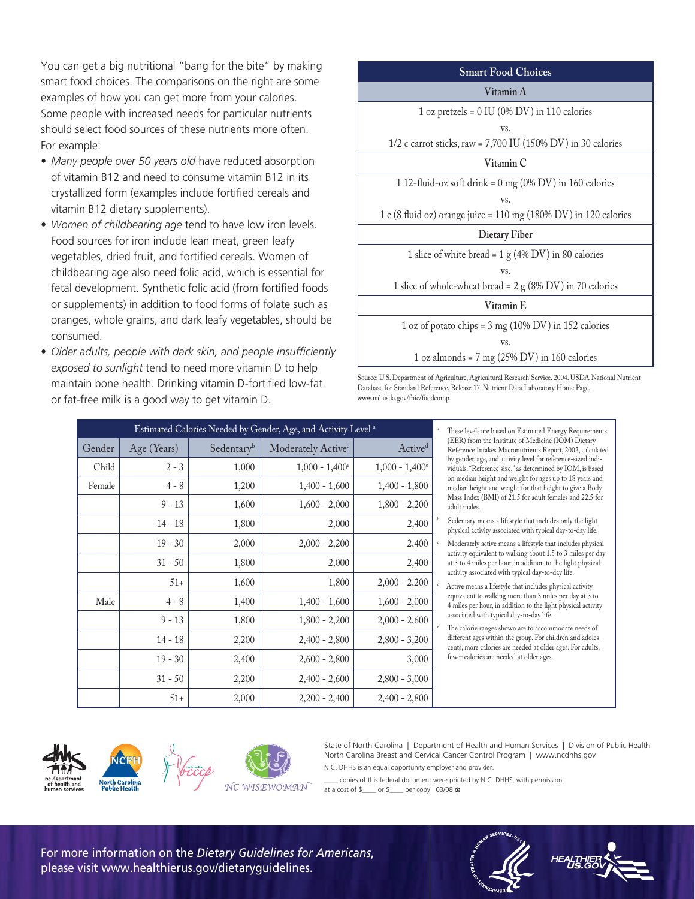You can get a big nutritional "bang for the bite" by making smart food choices. The comparisons on the right are some examples of how you can get more from your calories. Some people with increased needs for particular nutrients should select food sources of these nutrients more often. For example:

- *Many people over 50 years old* have reduced absorption of vitamin B12 and need to consume vitamin B12 in its crystallized form (examples include fortified cereals and vitamin B12 dietary supplements).
- *Women of childbearing age* tend to have low iron levels. Food sources for iron include lean meat, green leafy vegetables, dried fruit, and fortified cereals. Women of childbearing age also need folic acid, which is essential for fetal development. Synthetic folic acid (from fortified foods or supplements) in addition to food forms of folate such as oranges, whole grains, and dark leafy vegetables, should be consumed.
- *Older adults, people with dark skin, and people insufficiently exposed to sunlight* tend to need more vitamin D to help maintain bone health. Drinking vitamin D-fortified low-fat or fat-free milk is a good way to get vitamin D.

| Smart Food Choices |
|---|
| **Vitamin A** |
| 1 oz pretzels = 0 IU (0% DV) in 110 calories |
| vs. |
| 1/2 c carrot sticks, raw = 7,700 IU (150% DV) in 30 calories |
| **Vitamin C** |
| 1 12-fluid-oz soft drink = 0 mg (0% DV) in 160 calories |
| vs. |
| 1 c (8 fluid oz) orange juice = 110 mg (180% DV) in 120 calories |
| **Dietary Fiber** |
| 1 slice of white bread = 1 g (4% DV) in 80 calories |
| vs. |
| 1 slice of whole-wheat bread = 2 g (8% DV) in 70 calories |
| **Vitamin E** |
| 1 oz of potato chips = 3 mg (10% DV) in 152 calories |
| vs. |
| 1 oz almonds = 7 mg (25% DV) in 160 calories |

Source: U.S. Department of Agriculture, Agricultural Research Service. 2004. USDA National Nutrient Database for Standard Reference, Release 17. Nutrient Data Laboratory Home Page, www.nal.usda.gov/fnic/foodcomp.

| Estimated Calories Needed by Gender, Age, and Activity Level [a] | | | | |
|---|---|---|---|---|
| Gender | Age (Years) | Sedentary[b] | Moderately Active[c] | Active[d] |
| Child | 2 - 3 | 1,000 | 1,000 - 1,400[e] | 1,000 - 1,400[e] |
| Female | 4 - 8 | 1,200 | 1,400 - 1,600 | 1,400 - 1,800 |
| | 9 - 13 | 1,600 | 1,600 - 2,000 | 1,800 - 2,200 |
| | 14 - 18 | 1,800 | 2,000 | 2,400 |
| | 19 - 30 | 2,000 | 2,000 - 2,200 | 2,400 |
| | 31 - 50 | 1,800 | 2,000 | 2,400 |
| | 51+ | 1,600 | 1,800 | 2,000 - 2,200 |
| Male | 4 - 8 | 1,400 | 1,400 - 1,600 | 1,600 - 2,000 |
| | 9 - 13 | 1,800 | 1,800 - 2,200 | 2,000 - 2,600 |
| | 14 - 18 | 2,200 | 2,400 - 2,800 | 2,800 - 3,200 |
| | 19 - 30 | 2,400 | 2,600 - 2,800 | 3,000 |
| | 31 - 50 | 2,200 | 2,400 - 2,600 | 2,800 - 3,000 |
| | 51+ | 2,000 | 2,200 - 2,400 | 2,400 - 2,800 |

[a] These levels are based on Estimated Energy Requirements (EER) from the Institute of Medicine (IOM) Dietary Reference Intakes Macronutrients Report, 2002, calculated by gender, age, and activity level for reference-sized individuals. "Reference size," as determined by IOM, is based on median height and weight for ages up to 18 years and median height and weight for that height to give a Body Mass Index (BMI) of 21.5 for adult females and 22.5 for adult males.

[b] Sedentary means a lifestyle that includes only the light physical activity associated with typical day-to-day life.

[c] Moderately active means a lifestyle that includes physical activity equivalent to walking about 1.5 to 3 miles per day at 3 to 4 miles per hour, in addition to the light physical activity associated with typical day-to-day life.

[d] Active means a lifestyle that includes physical activity equivalent to walking more than 3 miles per day at 3 to 4 miles per hour, in addition to the light physical activity associated with typical day-to-day life.

[e] The calorie ranges shown are to accommodate needs of different ages within the group. For children and adolescents, more calories are needed at older ages. For adults, fewer calories are needed at older ages.

nc department of health and human services | NCPH North Carolina Public Health | bcccp | NC WISEWOMAN

State of North Carolina | Department of Health and Human Services | Division of Public Health
North Carolina Breast and Cervical Cancer Control Program | www.ncdhhs.gov

N.C. DHHS is an equal opportunity employer and provider.

____ copies of this federal document were printed by N.C. DHHS, with permission, at a cost of $____ or $____ per copy. 03/08

For more information on the *Dietary Guidelines for Americans*, please visit www.healthierus.gov/dietaryguidelines.

HEALTHIER US.GOV